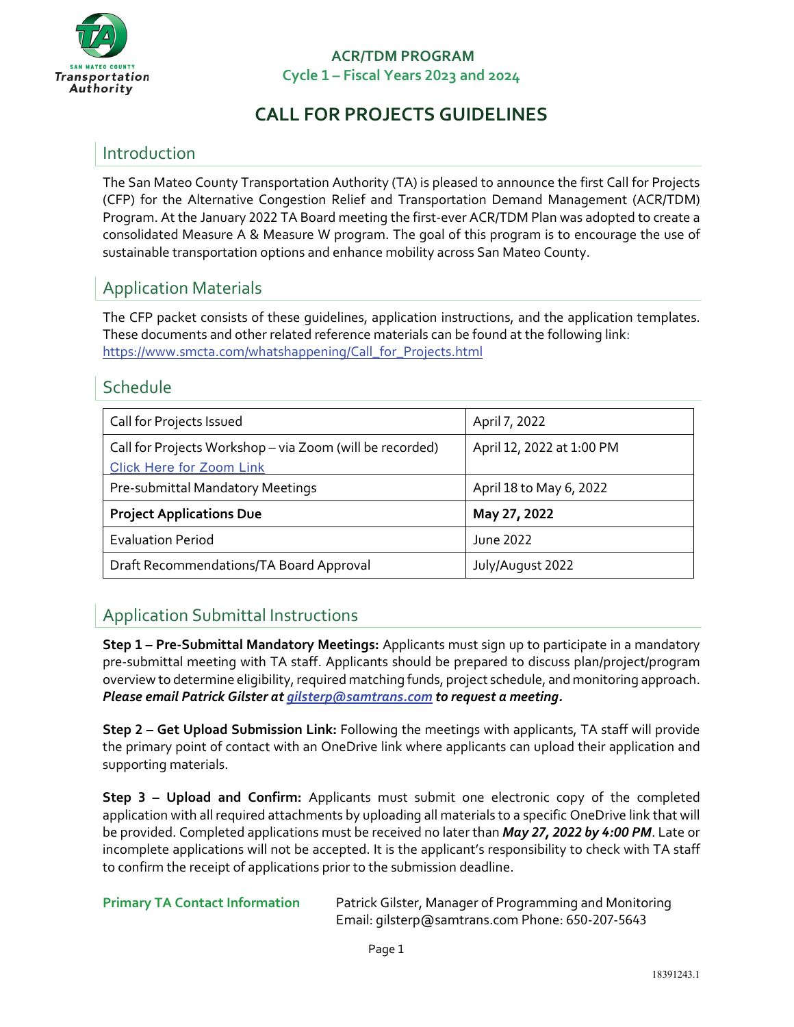ACR/TDM PROGRAM

Cycle 1 – Fiscal Years 2023 and 2024

# CALL FOR PROJECTS GUIDELINES

## Introduction

The San Mateo County Transportation Authority (TA) is pleased to announce the first Call for Projects (CFP) for the Alternative Congestion Relief and Transportation Demand Management (ACR/TDM) Program. At the January 2022 TA Board meeting the first-ever ACR/TDM Plan was adopted to create a consolidated Measure A & Measure W program. The goal of this program is to encourage the use of sustainable transportation options and enhance mobility across San Mateo County.

## Application Materials

The CFP packet consists of these guidelines, application instructions, and the application templates. These documents and other related reference materials can be found at the following link: https://www.smcta.com/whatshappening/Call_for_Projects.html

## Schedule

| | |
|---|---|
| Call for Projects Issued | April 7, 2022 |
| Call for Projects Workshop – via Zoom (will be recorded) Click Here for Zoom Link | April 12, 2022 at 1:00 PM |
| Pre-submittal Mandatory Meetings | April 18 to May 6, 2022 |
| **Project Applications Due** | **May 27, 2022** |
| Evaluation Period | June 2022 |
| Draft Recommendations/TA Board Approval | July/August 2022 |

## Application Submittal Instructions

**Step 1 – Pre-Submittal Mandatory Meetings:** Applicants must sign up to participate in a mandatory pre-submittal meeting with TA staff. Applicants should be prepared to discuss plan/project/program overview to determine eligibility, required matching funds, project schedule, and monitoring approach. ***Please email Patrick Gilster at gilsterp@samtrans.com to request a meeting.***

**Step 2 – Get Upload Submission Link:** Following the meetings with applicants, TA staff will provide the primary point of contact with an OneDrive link where applicants can upload their application and supporting materials.

**Step 3 – Upload and Confirm:** Applicants must submit one electronic copy of the completed application with all required attachments by uploading all materials to a specific OneDrive link that will be provided. Completed applications must be received no later than ***May 27, 2022 by 4:00 PM***. Late or incomplete applications will not be accepted. It is the applicant's responsibility to check with TA staff to confirm the receipt of applications prior to the submission deadline.

**Primary TA Contact Information**

Patrick Gilster, Manager of Programming and Monitoring
Email: gilsterp@samtrans.com Phone: 650-207-5643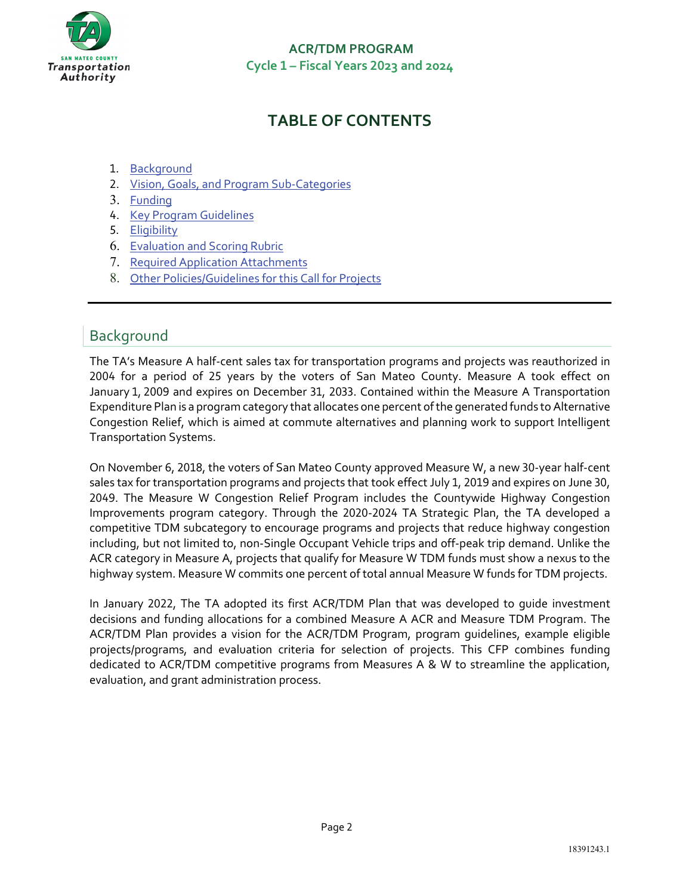# TABLE OF CONTENTS

1. Background
2. Vision, Goals, and Program Sub-Categories
3. Funding
4. Key Program Guidelines
5. Eligibility
6. Evaluation and Scoring Rubric
7. Required Application Attachments
8. Other Policies/Guidelines for this Call for Projects

## Background

The TA's Measure A half-cent sales tax for transportation programs and projects was reauthorized in 2004 for a period of 25 years by the voters of San Mateo County. Measure A took effect on January 1, 2009 and expires on December 31, 2033. Contained within the Measure A Transportation Expenditure Plan is a program category that allocates one percent of the generated funds to Alternative Congestion Relief, which is aimed at commute alternatives and planning work to support Intelligent Transportation Systems.

On November 6, 2018, the voters of San Mateo County approved Measure W, a new 30-year half-cent sales tax for transportation programs and projects that took effect July 1, 2019 and expires on June 30, 2049. The Measure W Congestion Relief Program includes the Countywide Highway Congestion Improvements program category. Through the 2020-2024 TA Strategic Plan, the TA developed a competitive TDM subcategory to encourage programs and projects that reduce highway congestion including, but not limited to, non-Single Occupant Vehicle trips and off-peak trip demand. Unlike the ACR category in Measure A, projects that qualify for Measure W TDM funds must show a nexus to the highway system. Measure W commits one percent of total annual Measure W funds for TDM projects.

In January 2022, The TA adopted its first ACR/TDM Plan that was developed to guide investment decisions and funding allocations for a combined Measure A ACR and Measure TDM Program. The ACR/TDM Plan provides a vision for the ACR/TDM Program, program guidelines, example eligible projects/programs, and evaluation criteria for selection of projects. This CFP combines funding dedicated to ACR/TDM competitive programs from Measures A & W to streamline the application, evaluation, and grant administration process.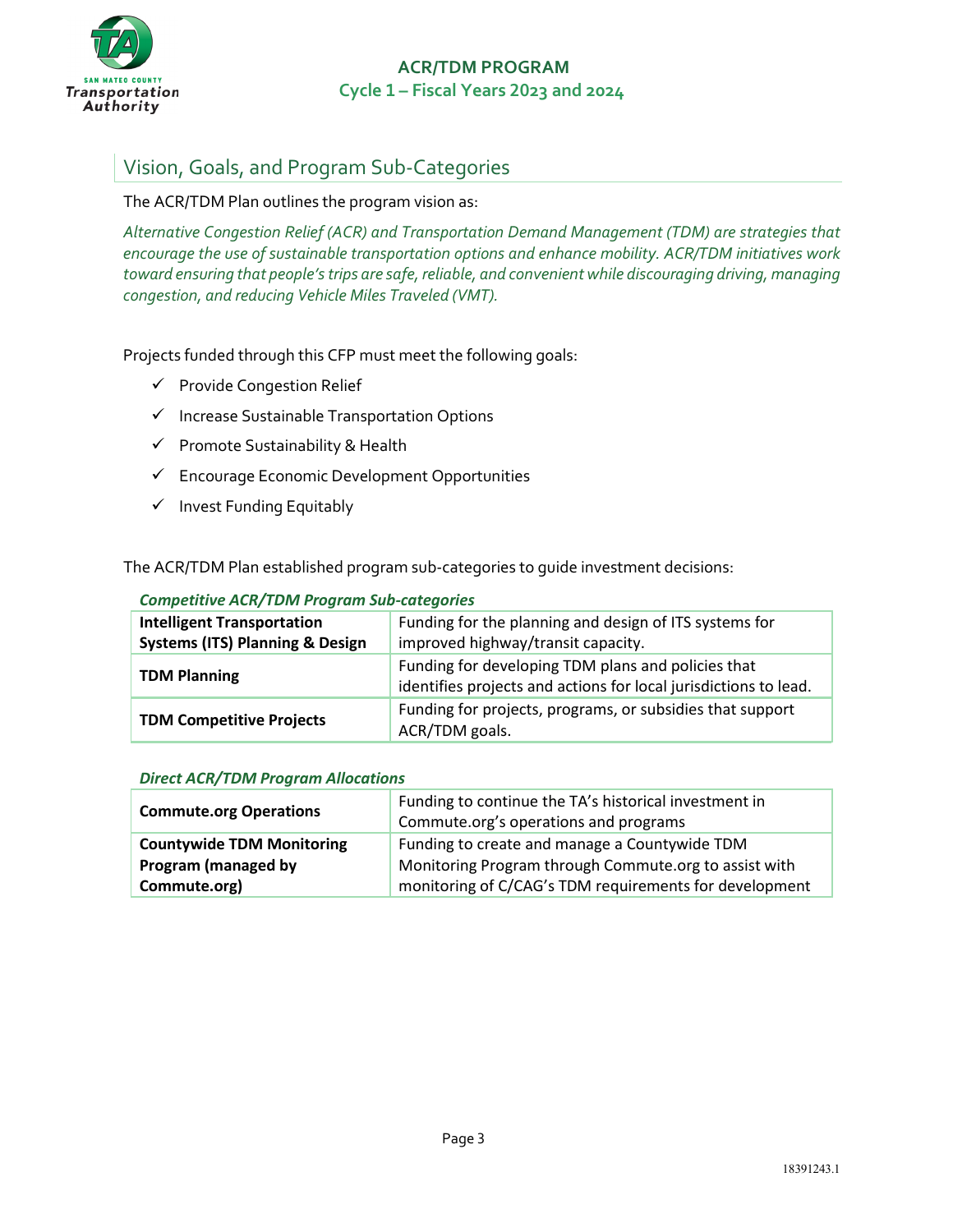## Vision, Goals, and Program Sub-Categories

The ACR/TDM Plan outlines the program vision as:

*Alternative Congestion Relief (ACR) and Transportation Demand Management (TDM) are strategies that encourage the use of sustainable transportation options and enhance mobility. ACR/TDM initiatives work toward ensuring that people's trips are safe, reliable, and convenient while discouraging driving, managing congestion, and reducing Vehicle Miles Traveled (VMT).*

Projects funded through this CFP must meet the following goals:

- ✓ Provide Congestion Relief
- ✓ Increase Sustainable Transportation Options
- ✓ Promote Sustainability & Health
- ✓ Encourage Economic Development Opportunities
- ✓ Invest Funding Equitably

The ACR/TDM Plan established program sub-categories to guide investment decisions:

***Competitive ACR/TDM Program Sub-categories***

| | |
|---|---|
| **Intelligent Transportation Systems (ITS) Planning & Design** | Funding for the planning and design of ITS systems for improved highway/transit capacity. |
| **TDM Planning** | Funding for developing TDM plans and policies that identifies projects and actions for local jurisdictions to lead. |
| **TDM Competitive Projects** | Funding for projects, programs, or subsidies that support ACR/TDM goals. |

***Direct ACR/TDM Program Allocations***

| | |
|---|---|
| **Commute.org Operations** | Funding to continue the TA's historical investment in Commute.org's operations and programs |
| **Countywide TDM Monitoring Program (managed by Commute.org)** | Funding to create and manage a Countywide TDM Monitoring Program through Commute.org to assist with monitoring of C/CAG's TDM requirements for development |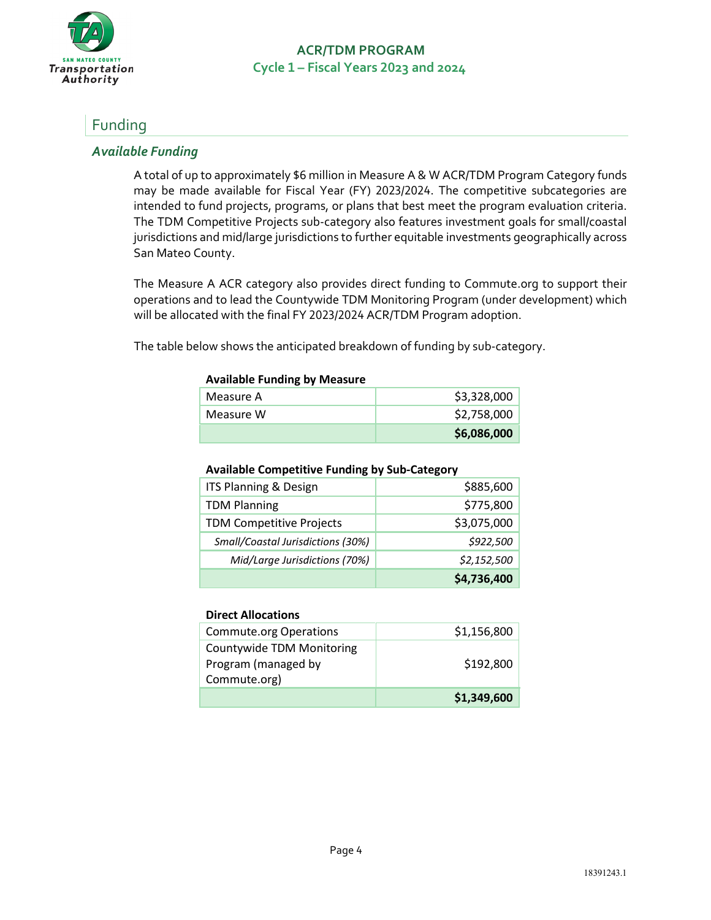## Funding

### *Available Funding*

A total of up to approximately $6 million in Measure A & W ACR/TDM Program Category funds may be made available for Fiscal Year (FY) 2023/2024. The competitive subcategories are intended to fund projects, programs, or plans that best meet the program evaluation criteria. The TDM Competitive Projects sub-category also features investment goals for small/coastal jurisdictions and mid/large jurisdictions to further equitable investments geographically across San Mateo County.

The Measure A ACR category also provides direct funding to Commute.org to support their operations and to lead the Countywide TDM Monitoring Program (under development) which will be allocated with the final FY 2023/2024 ACR/TDM Program adoption.

The table below shows the anticipated breakdown of funding by sub-category.

**Available Funding by Measure**

| | |
|---|---:|
| Measure A | $3,328,000 |
| Measure W | $2,758,000 |
| | **$6,086,000** |

**Available Competitive Funding by Sub-Category**

| | |
|---|---:|
| ITS Planning & Design | $885,600 |
| TDM Planning | $775,800 |
| TDM Competitive Projects | $3,075,000 |
| *Small/Coastal Jurisdictions (30%)* | *$922,500* |
| *Mid/Large Jurisdictions (70%)* | *$2,152,500* |
| | **$4,736,400** |

**Direct Allocations**

| | |
|---|---:|
| Commute.org Operations | $1,156,800 |
| Countywide TDM Monitoring Program (managed by Commute.org) | $192,800 |
| | **$1,349,600** |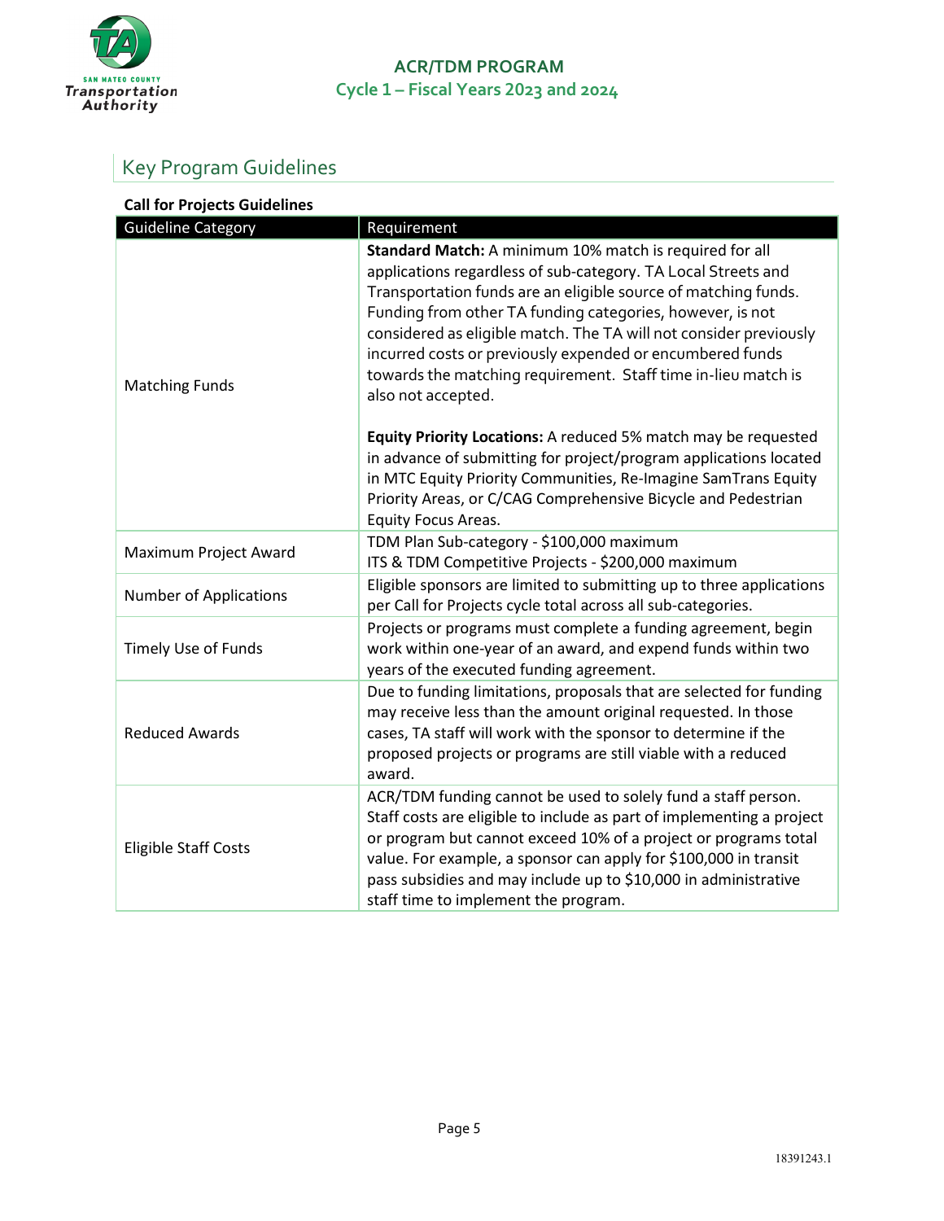## Key Program Guidelines

**Call for Projects Guidelines**

| Guideline Category | Requirement |
|---|---|
| Matching Funds | **Standard Match:** A minimum 10% match is required for all applications regardless of sub-category. TA Local Streets and Transportation funds are an eligible source of matching funds. Funding from other TA funding categories, however, is not considered as eligible match. The TA will not consider previously incurred costs or previously expended or encumbered funds towards the matching requirement. Staff time in-lieu match is also not accepted.<br><br>**Equity Priority Locations:** A reduced 5% match may be requested in advance of submitting for project/program applications located in MTC Equity Priority Communities, Re-Imagine SamTrans Equity Priority Areas, or C/CAG Comprehensive Bicycle and Pedestrian Equity Focus Areas. |
| Maximum Project Award | TDM Plan Sub-category - $100,000 maximum<br>ITS & TDM Competitive Projects - $200,000 maximum |
| Number of Applications | Eligible sponsors are limited to submitting up to three applications per Call for Projects cycle total across all sub-categories. |
| Timely Use of Funds | Projects or programs must complete a funding agreement, begin work within one-year of an award, and expend funds within two years of the executed funding agreement. |
| Reduced Awards | Due to funding limitations, proposals that are selected for funding may receive less than the amount original requested. In those cases, TA staff will work with the sponsor to determine if the proposed projects or programs are still viable with a reduced award. |
| Eligible Staff Costs | ACR/TDM funding cannot be used to solely fund a staff person. Staff costs are eligible to include as part of implementing a project or program but cannot exceed 10% of a project or programs total value. For example, a sponsor can apply for $100,000 in transit pass subsidies and may include up to $10,000 in administrative staff time to implement the program. |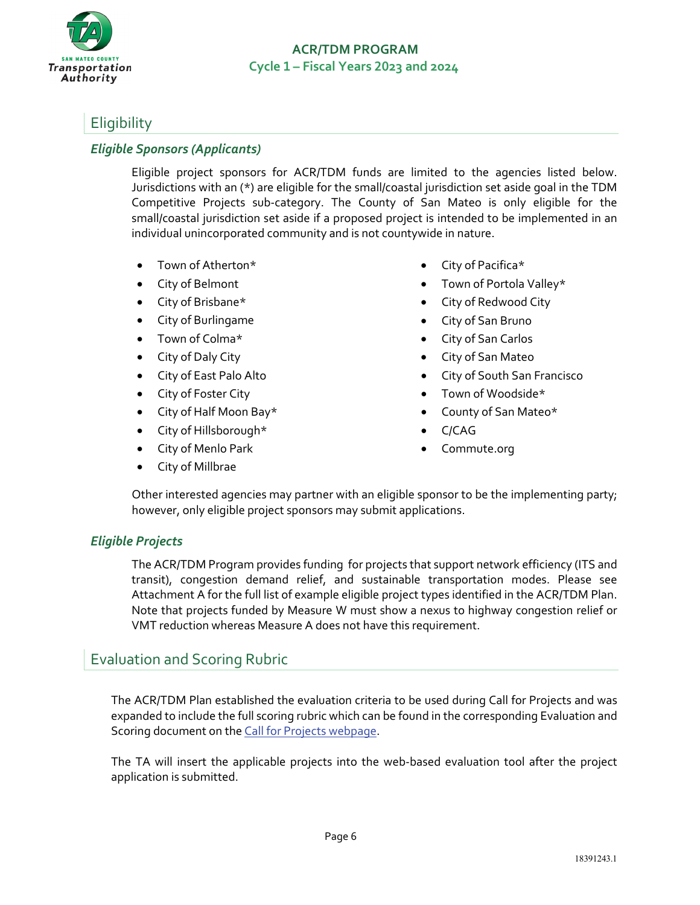## Eligibility

### *Eligible Sponsors (Applicants)*

Eligible project sponsors for ACR/TDM funds are limited to the agencies listed below. Jurisdictions with an (*) are eligible for the small/coastal jurisdiction set aside goal in the TDM Competitive Projects sub-category. The County of San Mateo is only eligible for the small/coastal jurisdiction set aside if a proposed project is intended to be implemented in an individual unincorporated community and is not countywide in nature.

- Town of Atherton*
- City of Belmont
- City of Brisbane*
- City of Burlingame
- Town of Colma*
- City of Daly City
- City of East Palo Alto
- City of Foster City
- City of Half Moon Bay*
- City of Hillsborough*
- City of Menlo Park
- City of Millbrae
- City of Pacifica*
- Town of Portola Valley*
- City of Redwood City
- City of San Bruno
- City of San Carlos
- City of San Mateo
- City of South San Francisco
- Town of Woodside*
- County of San Mateo*
- C/CAG
- Commute.org

Other interested agencies may partner with an eligible sponsor to be the implementing party; however, only eligible project sponsors may submit applications.

### *Eligible Projects*

The ACR/TDM Program provides funding for projects that support network efficiency (ITS and transit), congestion demand relief, and sustainable transportation modes. Please see Attachment A for the full list of example eligible project types identified in the ACR/TDM Plan. Note that projects funded by Measure W must show a nexus to highway congestion relief or VMT reduction whereas Measure A does not have this requirement.

## Evaluation and Scoring Rubric

The ACR/TDM Plan established the evaluation criteria to be used during Call for Projects and was expanded to include the full scoring rubric which can be found in the corresponding Evaluation and Scoring document on the Call for Projects webpage.

The TA will insert the applicable projects into the web-based evaluation tool after the project application is submitted.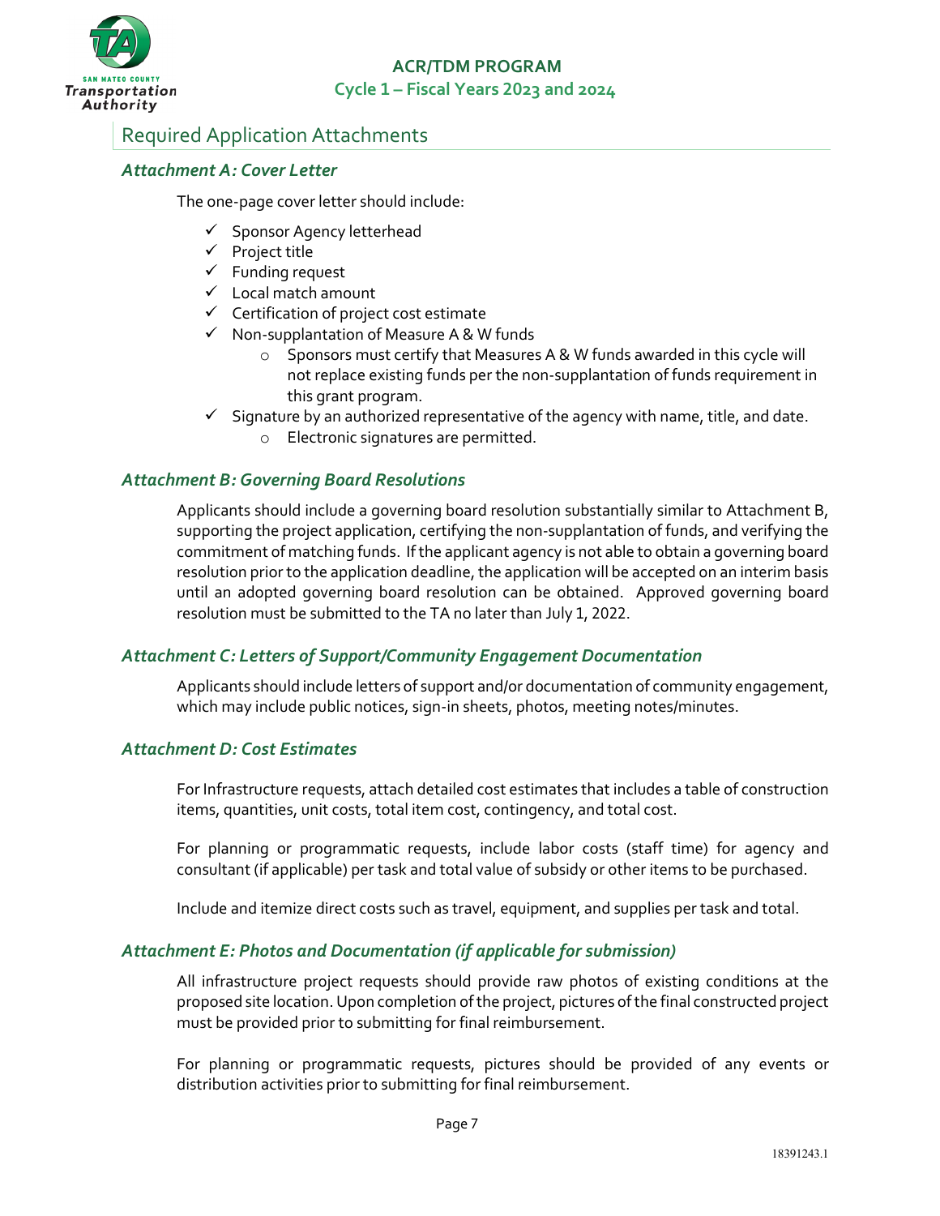## Required Application Attachments

### *Attachment A: Cover Letter*

The one-page cover letter should include:

- ✓ Sponsor Agency letterhead
- ✓ Project title
- ✓ Funding request
- ✓ Local match amount
- ✓ Certification of project cost estimate
- ✓ Non-supplantation of Measure A & W funds
  - o Sponsors must certify that Measures A & W funds awarded in this cycle will not replace existing funds per the non-supplantation of funds requirement in this grant program.
- ✓ Signature by an authorized representative of the agency with name, title, and date.
  - o Electronic signatures are permitted.

### *Attachment B: Governing Board Resolutions*

Applicants should include a governing board resolution substantially similar to Attachment B, supporting the project application, certifying the non-supplantation of funds, and verifying the commitment of matching funds. If the applicant agency is not able to obtain a governing board resolution prior to the application deadline, the application will be accepted on an interim basis until an adopted governing board resolution can be obtained. Approved governing board resolution must be submitted to the TA no later than July 1, 2022.

### *Attachment C: Letters of Support/Community Engagement Documentation*

Applicants should include letters of support and/or documentation of community engagement, which may include public notices, sign-in sheets, photos, meeting notes/minutes.

### *Attachment D: Cost Estimates*

For Infrastructure requests, attach detailed cost estimates that includes a table of construction items, quantities, unit costs, total item cost, contingency, and total cost.

For planning or programmatic requests, include labor costs (staff time) for agency and consultant (if applicable) per task and total value of subsidy or other items to be purchased.

Include and itemize direct costs such as travel, equipment, and supplies per task and total.

### *Attachment E: Photos and Documentation (if applicable for submission)*

All infrastructure project requests should provide raw photos of existing conditions at the proposed site location. Upon completion of the project, pictures of the final constructed project must be provided prior to submitting for final reimbursement.

For planning or programmatic requests, pictures should be provided of any events or distribution activities prior to submitting for final reimbursement.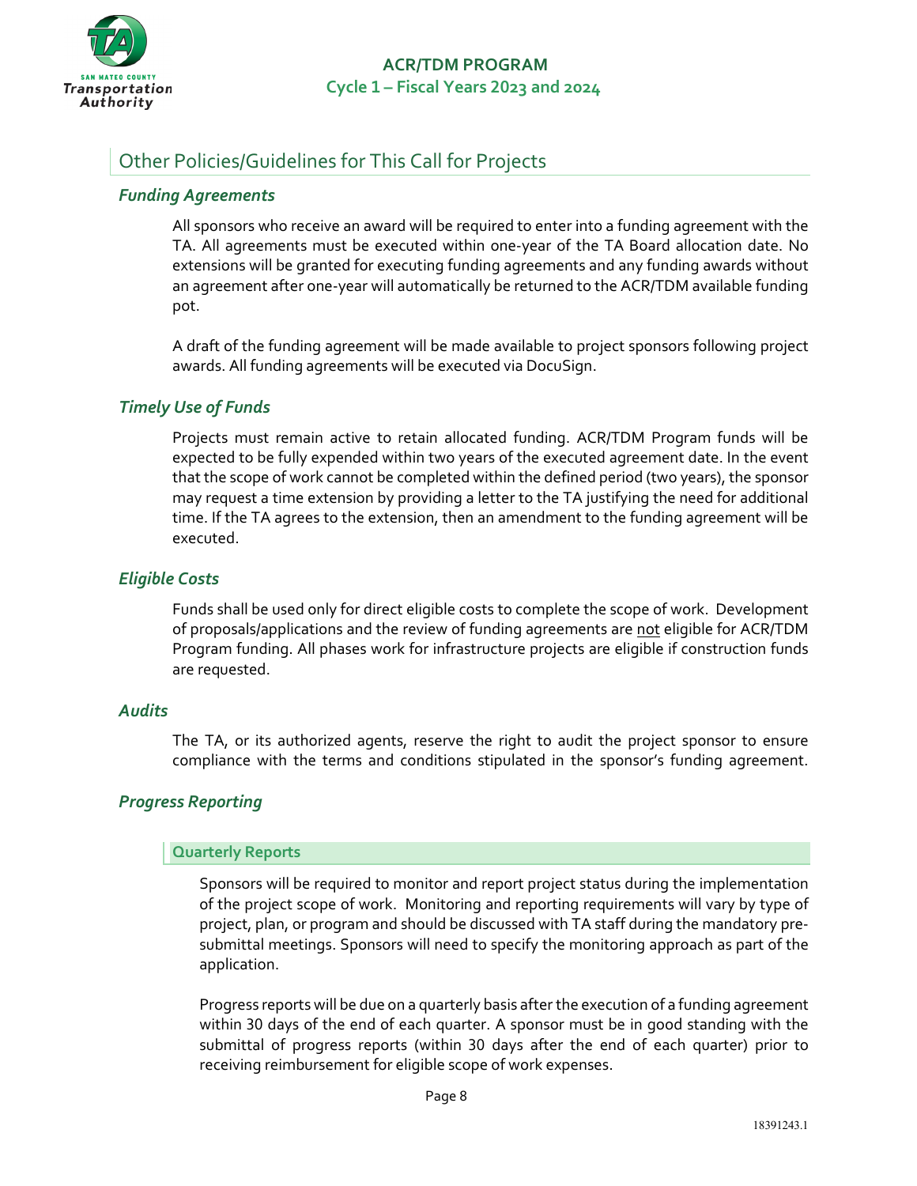## Other Policies/Guidelines for This Call for Projects

### *Funding Agreements*

All sponsors who receive an award will be required to enter into a funding agreement with the TA. All agreements must be executed within one-year of the TA Board allocation date. No extensions will be granted for executing funding agreements and any funding awards without an agreement after one-year will automatically be returned to the ACR/TDM available funding pot.

A draft of the funding agreement will be made available to project sponsors following project awards. All funding agreements will be executed via DocuSign.

### *Timely Use of Funds*

Projects must remain active to retain allocated funding. ACR/TDM Program funds will be expected to be fully expended within two years of the executed agreement date. In the event that the scope of work cannot be completed within the defined period (two years), the sponsor may request a time extension by providing a letter to the TA justifying the need for additional time. If the TA agrees to the extension, then an amendment to the funding agreement will be executed.

### *Eligible Costs*

Funds shall be used only for direct eligible costs to complete the scope of work. Development of proposals/applications and the review of funding agreements are <u>not</u> eligible for ACR/TDM Program funding. All phases work for infrastructure projects are eligible if construction funds are requested.

### *Audits*

The TA, or its authorized agents, reserve the right to audit the project sponsor to ensure compliance with the terms and conditions stipulated in the sponsor's funding agreement.

### *Progress Reporting*

#### Quarterly Reports

Sponsors will be required to monitor and report project status during the implementation of the project scope of work. Monitoring and reporting requirements will vary by type of project, plan, or program and should be discussed with TA staff during the mandatory pre-submittal meetings. Sponsors will need to specify the monitoring approach as part of the application.

Progress reports will be due on a quarterly basis after the execution of a funding agreement within 30 days of the end of each quarter. A sponsor must be in good standing with the submittal of progress reports (within 30 days after the end of each quarter) prior to receiving reimbursement for eligible scope of work expenses.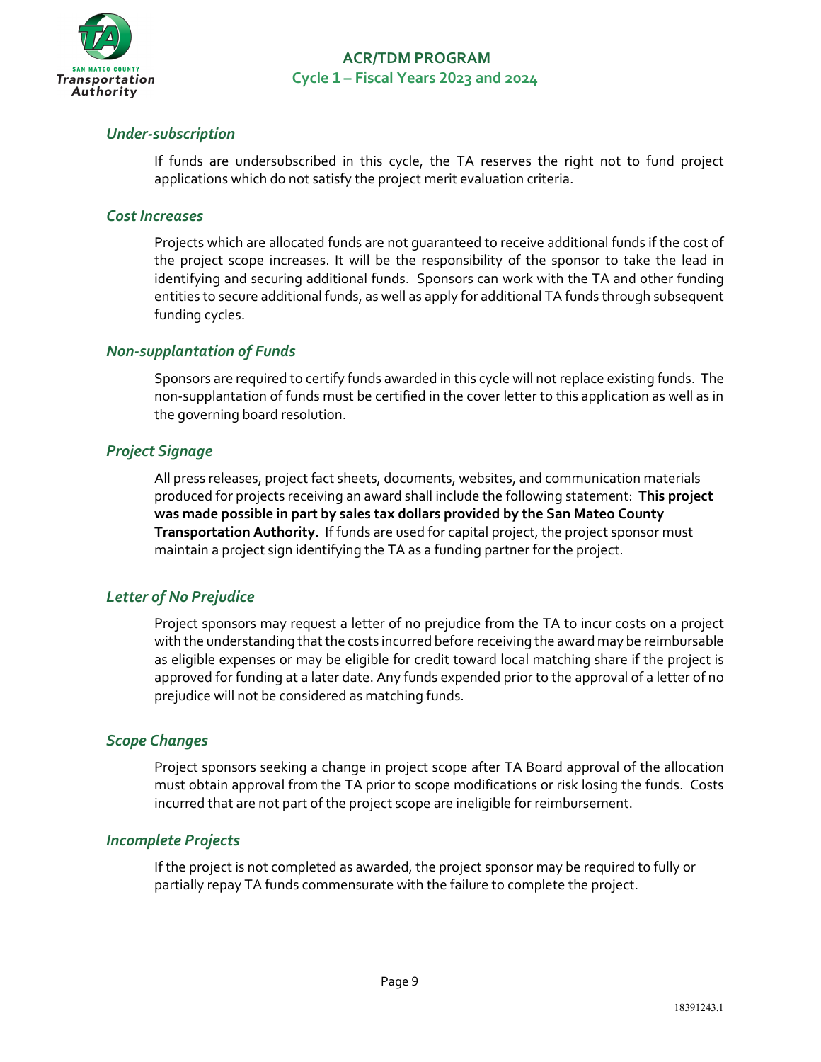### *Under-subscription*

If funds are undersubscribed in this cycle, the TA reserves the right not to fund project applications which do not satisfy the project merit evaluation criteria.

### *Cost Increases*

Projects which are allocated funds are not guaranteed to receive additional funds if the cost of the project scope increases. It will be the responsibility of the sponsor to take the lead in identifying and securing additional funds. Sponsors can work with the TA and other funding entities to secure additional funds, as well as apply for additional TA funds through subsequent funding cycles.

### *Non-supplantation of Funds*

Sponsors are required to certify funds awarded in this cycle will not replace existing funds. The non-supplantation of funds must be certified in the cover letter to this application as well as in the governing board resolution.

### *Project Signage*

All press releases, project fact sheets, documents, websites, and communication materials produced for projects receiving an award shall include the following statement: **This project was made possible in part by sales tax dollars provided by the San Mateo County Transportation Authority.** If funds are used for capital project, the project sponsor must maintain a project sign identifying the TA as a funding partner for the project.

### *Letter of No Prejudice*

Project sponsors may request a letter of no prejudice from the TA to incur costs on a project with the understanding that the costs incurred before receiving the award may be reimbursable as eligible expenses or may be eligible for credit toward local matching share if the project is approved for funding at a later date. Any funds expended prior to the approval of a letter of no prejudice will not be considered as matching funds.

### *Scope Changes*

Project sponsors seeking a change in project scope after TA Board approval of the allocation must obtain approval from the TA prior to scope modifications or risk losing the funds. Costs incurred that are not part of the project scope are ineligible for reimbursement.

### *Incomplete Projects*

If the project is not completed as awarded, the project sponsor may be required to fully or partially repay TA funds commensurate with the failure to complete the project.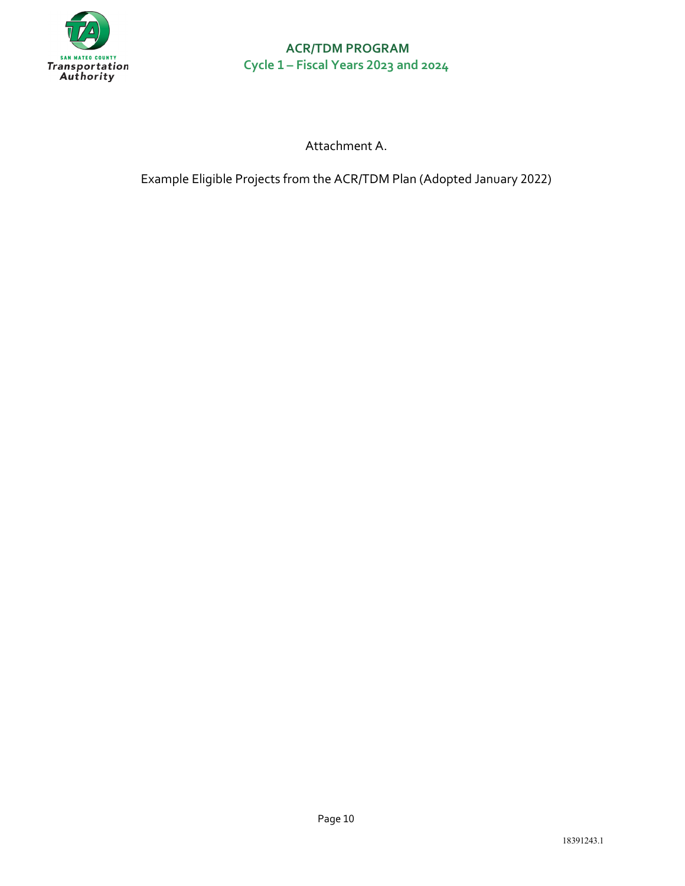Attachment A.

Example Eligible Projects from the ACR/TDM Plan (Adopted January 2022)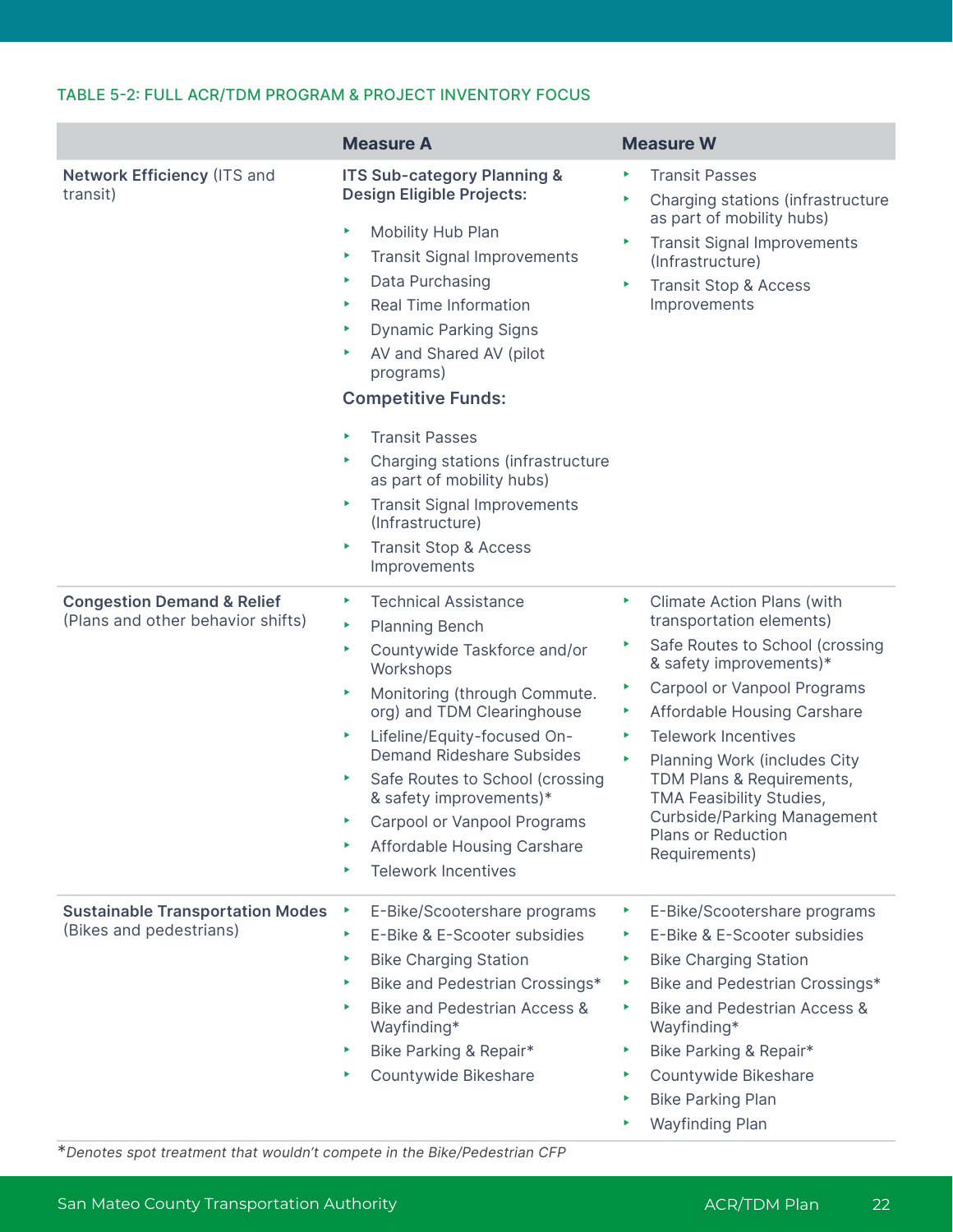TABLE 5-2: FULL ACR/TDM PROGRAM & PROJECT INVENTORY FOCUS

| | Measure A | Measure W |
|---|---|---|
| **Network Efficiency** (ITS and transit) | **ITS Sub-category Planning & Design Eligible Projects:**<br>• Mobility Hub Plan<br>• Transit Signal Improvements<br>• Data Purchasing<br>• Real Time Information<br>• Dynamic Parking Signs<br>• AV and Shared AV (pilot programs)<br>**Competitive Funds:**<br>• Transit Passes<br>• Charging stations (infrastructure as part of mobility hubs)<br>• Transit Signal Improvements (Infrastructure)<br>• Transit Stop & Access Improvements | • Transit Passes<br>• Charging stations (infrastructure as part of mobility hubs)<br>• Transit Signal Improvements (Infrastructure)<br>• Transit Stop & Access Improvements |
| **Congestion Demand & Relief** (Plans and other behavior shifts) | • Technical Assistance<br>• Planning Bench<br>• Countywide Taskforce and/or Workshops<br>• Monitoring (through Commute.org) and TDM Clearinghouse<br>• Lifeline/Equity-focused On-Demand Rideshare Subsides<br>• Safe Routes to School (crossing & safety improvements)*<br>• Carpool or Vanpool Programs<br>• Affordable Housing Carshare<br>• Telework Incentives | • Climate Action Plans (with transportation elements)<br>• Safe Routes to School (crossing & safety improvements)*<br>• Carpool or Vanpool Programs<br>• Affordable Housing Carshare<br>• Telework Incentives<br>• Planning Work (includes City TDM Plans & Requirements, TMA Feasibility Studies, Curbside/Parking Management Plans or Reduction Requirements) |
| **Sustainable Transportation Modes** (Bikes and pedestrians) | • E-Bike/Scootershare programs<br>• E-Bike & E-Scooter subsidies<br>• Bike Charging Station<br>• Bike and Pedestrian Crossings*<br>• Bike and Pedestrian Access & Wayfinding*<br>• Bike Parking & Repair*<br>• Countywide Bikeshare | • E-Bike/Scootershare programs<br>• E-Bike & E-Scooter subsidies<br>• Bike Charging Station<br>• Bike and Pedestrian Crossings*<br>• Bike and Pedestrian Access & Wayfinding*<br>• Bike Parking & Repair*<br>• Countywide Bikeshare<br>• Bike Parking Plan<br>• Wayfinding Plan |

*\*Denotes spot treatment that wouldn't compete in the Bike/Pedestrian CFP*